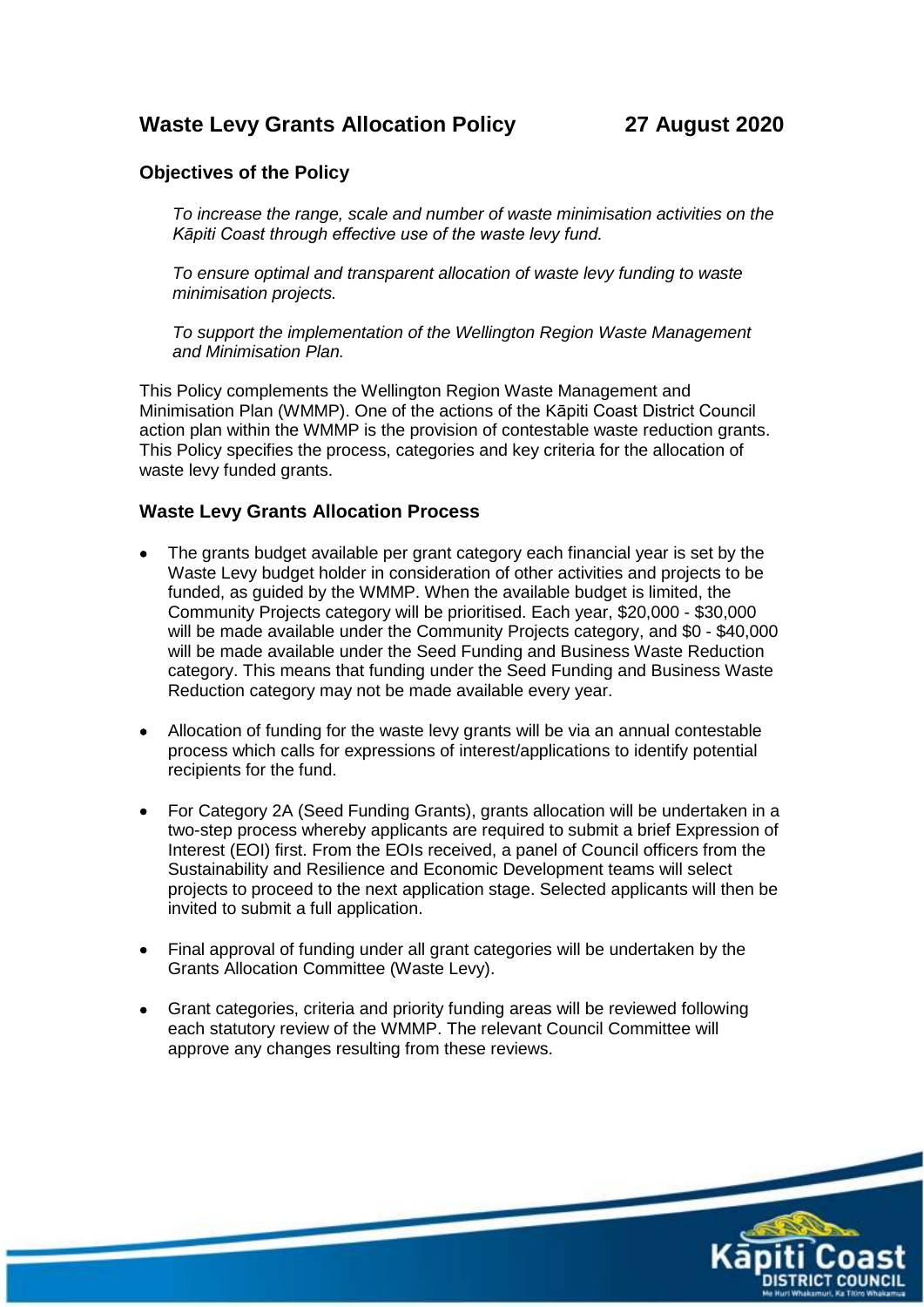# Waste Levy Grants Allocation Policy 27 August 2020

## Objectives of the Policy

*To increase the range, scale and number of waste minimisation activities on the Kāpiti Coast through effective use of the waste levy fund.*

*To ensure optimal and transparent allocation of waste levy funding to waste minimisation projects.*

*To support the implementation of the Wellington Region Waste Management and Minimisation Plan.*

This Policy complements the Wellington Region Waste Management and Minimisation Plan (WMMP). One of the actions of the Kāpiti Coast District Council action plan within the WMMP is the provision of contestable waste reduction grants. This Policy specifies the process, categories and key criteria for the allocation of waste levy funded grants.

## Waste Levy Grants Allocation Process

- The grants budget available per grant category each financial year is set by the Waste Levy budget holder in consideration of other activities and projects to be funded, as guided by the WMMP. When the available budget is limited, the Community Projects category will be prioritised. Each year, $20,000 - $30,000 will be made available under the Community Projects category, and $0 - $40,000 will be made available under the Seed Funding and Business Waste Reduction category. This means that funding under the Seed Funding and Business Waste Reduction category may not be made available every year.
- Allocation of funding for the waste levy grants will be via an annual contestable process which calls for expressions of interest/applications to identify potential recipients for the fund.
- For Category 2A (Seed Funding Grants), grants allocation will be undertaken in a two-step process whereby applicants are required to submit a brief Expression of Interest (EOI) first. From the EOIs received, a panel of Council officers from the Sustainability and Resilience and Economic Development teams will select projects to proceed to the next application stage. Selected applicants will then be invited to submit a full application.
- Final approval of funding under all grant categories will be undertaken by the Grants Allocation Committee (Waste Levy).
- Grant categories, criteria and priority funding areas will be reviewed following each statutory review of the WMMP. The relevant Council Committee will approve any changes resulting from these reviews.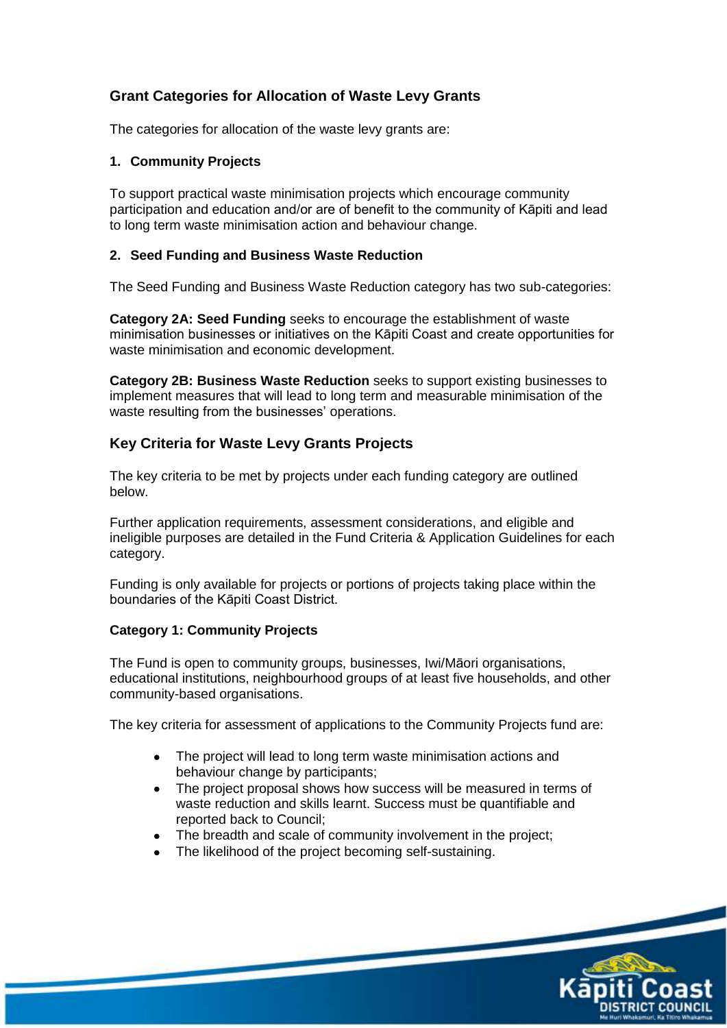## Grant Categories for Allocation of Waste Levy Grants

The categories for allocation of the waste levy grants are:

### 1. Community Projects

To support practical waste minimisation projects which encourage community participation and education and/or are of benefit to the community of Kāpiti and lead to long term waste minimisation action and behaviour change.

### 2. Seed Funding and Business Waste Reduction

The Seed Funding and Business Waste Reduction category has two sub-categories:

**Category 2A: Seed Funding** seeks to encourage the establishment of waste minimisation businesses or initiatives on the Kāpiti Coast and create opportunities for waste minimisation and economic development.

**Category 2B: Business Waste Reduction** seeks to support existing businesses to implement measures that will lead to long term and measurable minimisation of the waste resulting from the businesses' operations.

## Key Criteria for Waste Levy Grants Projects

The key criteria to be met by projects under each funding category are outlined below.

Further application requirements, assessment considerations, and eligible and ineligible purposes are detailed in the Fund Criteria & Application Guidelines for each category.

Funding is only available for projects or portions of projects taking place within the boundaries of the Kāpiti Coast District.

### Category 1: Community Projects

The Fund is open to community groups, businesses, Iwi/Māori organisations, educational institutions, neighbourhood groups of at least five households, and other community-based organisations.

The key criteria for assessment of applications to the Community Projects fund are:

- The project will lead to long term waste minimisation actions and behaviour change by participants;
- The project proposal shows how success will be measured in terms of waste reduction and skills learnt. Success must be quantifiable and reported back to Council;
- The breadth and scale of community involvement in the project;
- The likelihood of the project becoming self-sustaining.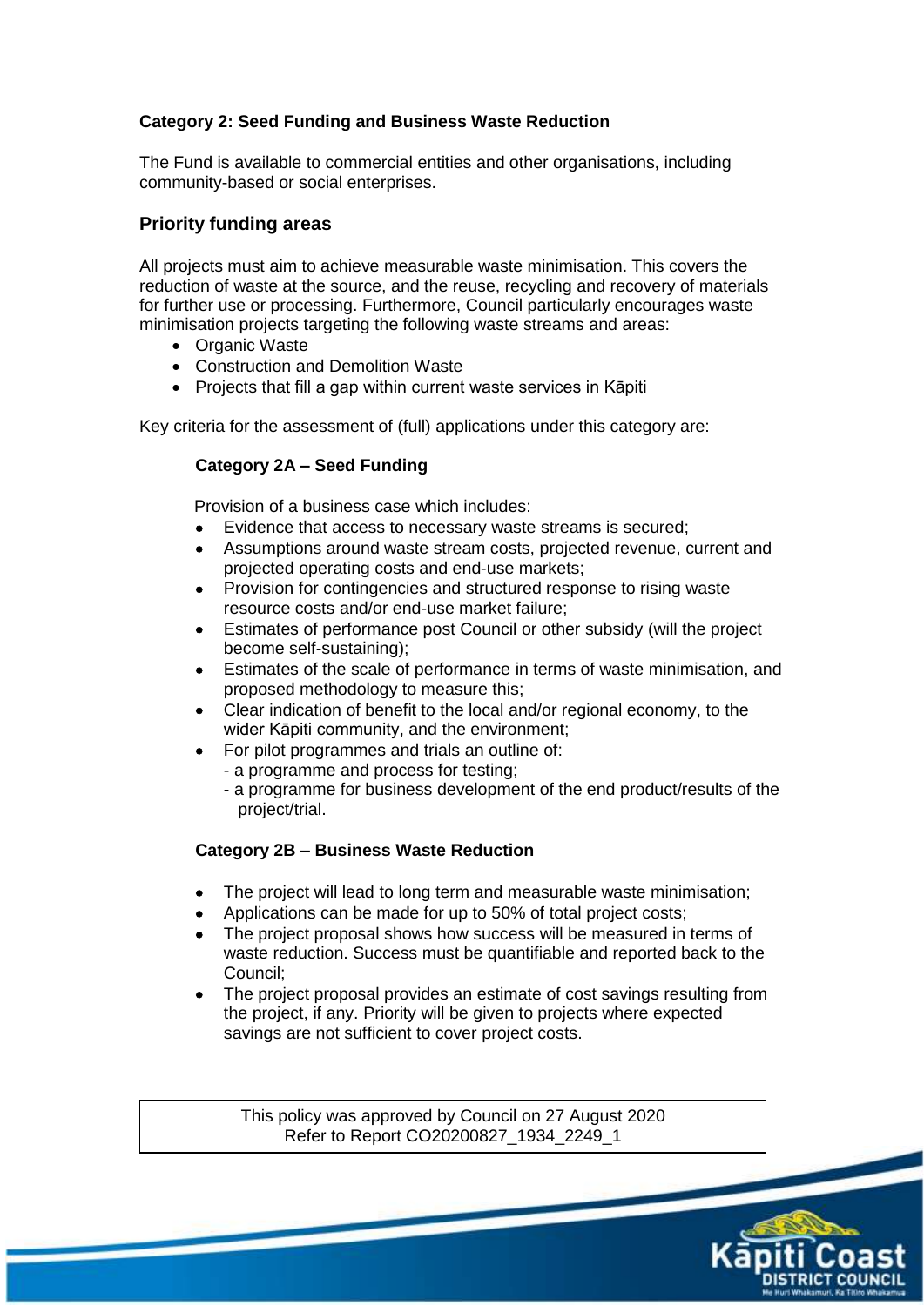**Category 2: Seed Funding and Business Waste Reduction**

The Fund is available to commercial entities and other organisations, including community-based or social enterprises.

## Priority funding areas

All projects must aim to achieve measurable waste minimisation. This covers the reduction of waste at the source, and the reuse, recycling and recovery of materials for further use or processing. Furthermore, Council particularly encourages waste minimisation projects targeting the following waste streams and areas:

- Organic Waste
- Construction and Demolition Waste
- Projects that fill a gap within current waste services in Kāpiti

Key criteria for the assessment of (full) applications under this category are:

**Category 2A – Seed Funding**

Provision of a business case which includes:

- Evidence that access to necessary waste streams is secured;
- Assumptions around waste stream costs, projected revenue, current and projected operating costs and end-use markets;
- Provision for contingencies and structured response to rising waste resource costs and/or end-use market failure;
- Estimates of performance post Council or other subsidy (will the project become self-sustaining);
- Estimates of the scale of performance in terms of waste minimisation, and proposed methodology to measure this;
- Clear indication of benefit to the local and/or regional economy, to the wider Kāpiti community, and the environment;
- For pilot programmes and trials an outline of:
  - a programme and process for testing;
  - a programme for business development of the end product/results of the project/trial.

**Category 2B – Business Waste Reduction**

- The project will lead to long term and measurable waste minimisation;
- Applications can be made for up to 50% of total project costs;
- The project proposal shows how success will be measured in terms of waste reduction. Success must be quantifiable and reported back to the Council;
- The project proposal provides an estimate of cost savings resulting from the project, if any. Priority will be given to projects where expected savings are not sufficient to cover project costs.

This policy was approved by Council on 27 August 2020
Refer to Report CO20200827_1934_2249_1